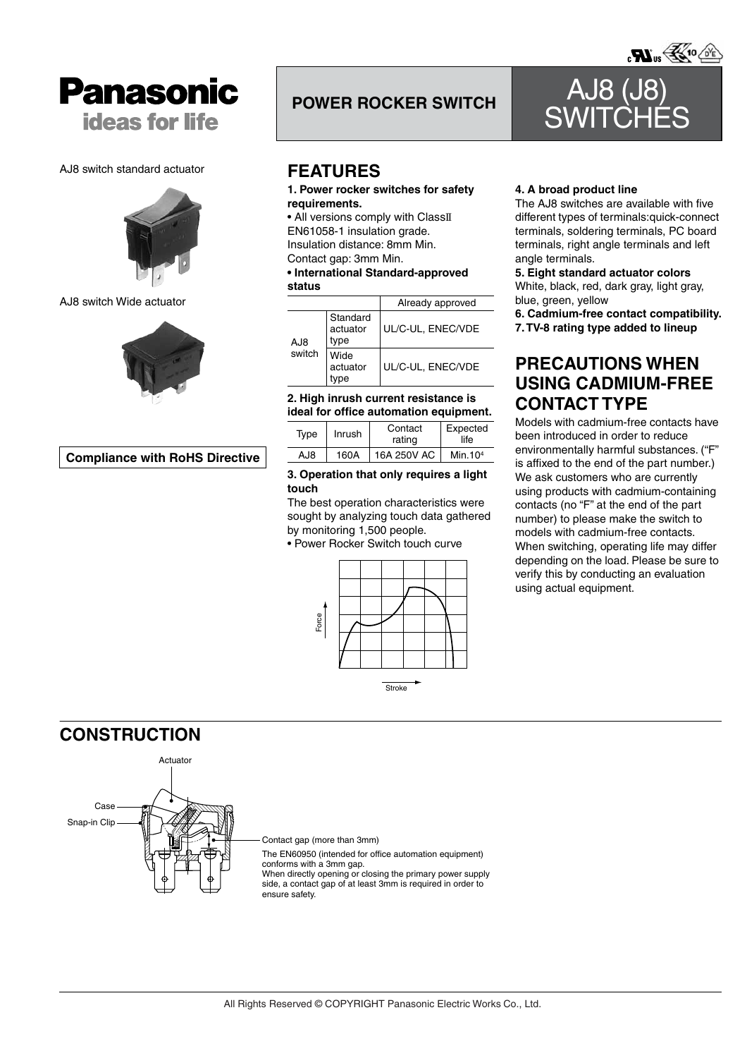# Panasonic
ideas for life

## POWER ROCKER SWITCH

# AJ8 (J8) SWITCHES

AJ8 switch standard actuator

AJ8 switch Wide actuator

**Compliance with RoHS Directive**

## FEATURES

**1. Power rocker switches for safety requirements.**

• All versions comply with ClassII EN61058-1 insulation grade.
Insulation distance: 8mm Min.
Contact gap: 3mm Min.

**• International Standard-approved status**

| | | Already approved |
|---|---|---|
| AJ8 switch | Standard actuator type | UL/C-UL, ENEC/VDE |
| | Wide actuator type | UL/C-UL, ENEC/VDE |

**2. High inrush current resistance is ideal for office automation equipment.**

| Type | Inrush | Contact rating | Expected life |
|---|---|---|---|
| AJ8 | 160A | 16A 250V AC | Min.$10^4$ |

**3. Operation that only requires a light touch**

The best operation characteristics were sought by analyzing touch data gathered by monitoring 1,500 people.

• Power Rocker Switch touch curve

Force

Stroke

**4. A broad product line**

The AJ8 switches are available with five different types of terminals:quick-connect terminals, soldering terminals, PC board terminals, right angle terminals and left angle terminals.

**5. Eight standard actuator colors**

White, black, red, dark gray, light gray, blue, green, yellow

**6. Cadmium-free contact compatibility.**

**7. TV-8 rating type added to lineup**

## PRECAUTIONS WHEN USING CADMIUM-FREE CONTACT TYPE

Models with cadmium-free contacts have been introduced in order to reduce environmentally harmful substances. ("F" is affixed to the end of the part number.) We ask customers who are currently using products with cadmium-containing contacts (no "F" at the end of the part number) to please make the switch to models with cadmium-free contacts. When switching, operating life may differ depending on the load. Please be sure to verify this by conducting an evaluation using actual equipment.

## CONSTRUCTION

Actuator

Case

Snap-in Clip

Contact gap (more than 3mm)

The EN60950 (intended for office automation equipment) conforms with a 3mm gap.
When directly opening or closing the primary power supply side, a contact gap of at least 3mm is required in order to ensure safety.

All Rights Reserved © COPYRIGHT Panasonic Electric Works Co., Ltd.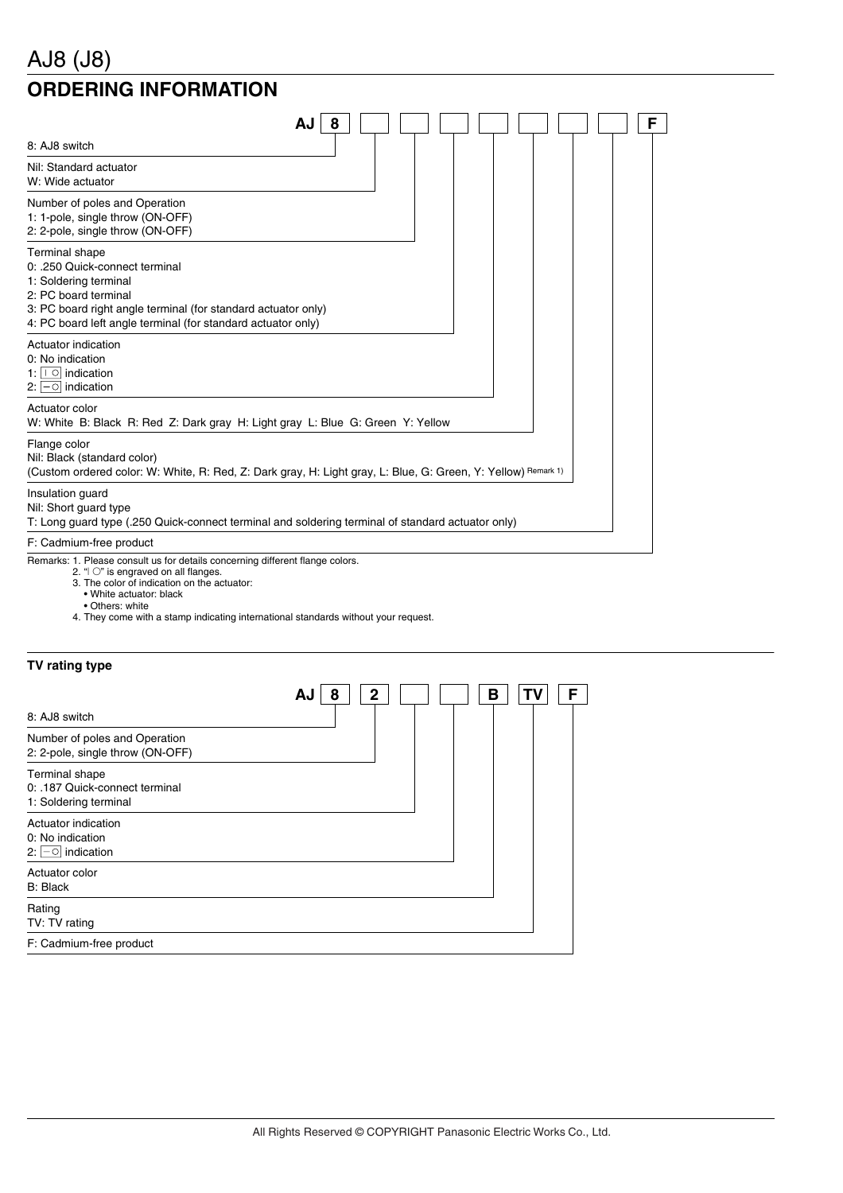# AJ8 (J8)

## ORDERING INFORMATION

AJ | 8 | | | | | | | | F

8: AJ8 switch

Nil: Standard actuator
W: Wide actuator

Number of poles and Operation
1: 1-pole, single throw (ON-OFF)
2: 2-pole, single throw (ON-OFF)

Terminal shape
0: .250 Quick-connect terminal
1: Soldering terminal
2: PC board terminal
3: PC board right angle terminal (for standard actuator only)
4: PC board left angle terminal (for standard actuator only)

Actuator indication
0: No indication
1: | ○ indication
2: − ○ indication

Actuator color
W: White B: Black R: Red Z: Dark gray H: Light gray L: Blue G: Green Y: Yellow

Flange color
Nil: Black (standard color)
(Custom ordered color: W: White, R: Red, Z: Dark gray, H: Light gray, L: Blue, G: Green, Y: Yellow) Remark 1)

Insulation guard
Nil: Short guard type
T: Long guard type (.250 Quick-connect terminal and soldering terminal of standard actuator only)

F: Cadmium-free product

Remarks: 1. Please consult us for details concerning different flange colors.
2. "| ○" is engraved on all flanges.
3. The color of indication on the actuator:
• White actuator: black
• Others: white
4. They come with a stamp indicating international standards without your request.

### TV rating type

AJ | 8 | 2 | | | B | TV | F

8: AJ8 switch

Number of poles and Operation
2: 2-pole, single throw (ON-OFF)

Terminal shape
0: .187 Quick-connect terminal
1: Soldering terminal

Actuator indication
0: No indication
2: − ○ indication

Actuator color
B: Black

Rating
TV: TV rating

F: Cadmium-free product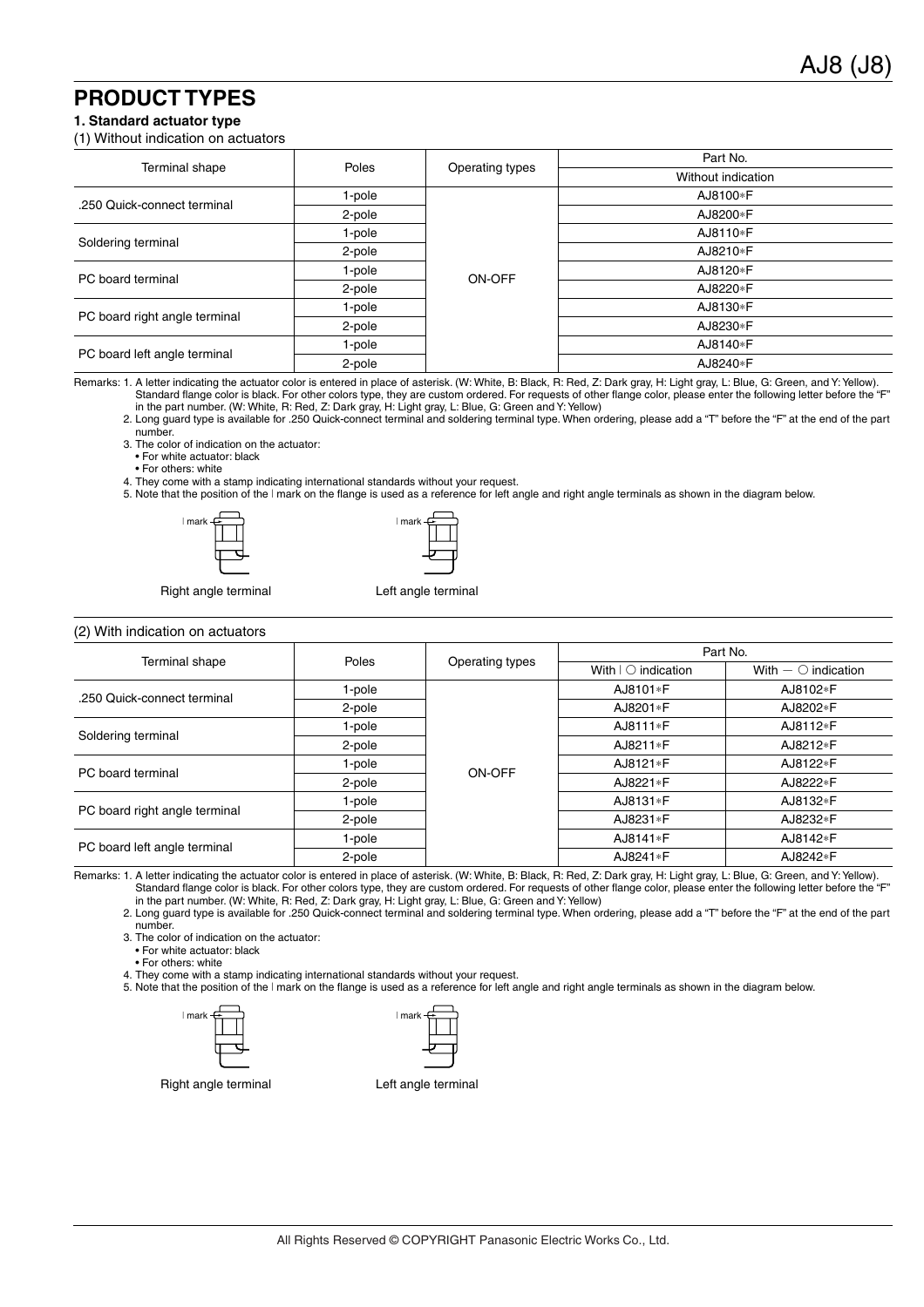## PRODUCT TYPES

**1. Standard actuator type**

(1) Without indication on actuators

| Terminal shape | Poles | Operating types | Part No. |
|---|---|---|---|
| | | | Without indication |
| .250 Quick-connect terminal | 1-pole | ON-OFF | AJ8100*F |
| | 2-pole | | AJ8200*F |
| Soldering terminal | 1-pole | | AJ8110*F |
| | 2-pole | | AJ8210*F |
| PC board terminal | 1-pole | | AJ8120*F |
| | 2-pole | | AJ8220*F |
| PC board right angle terminal | 1-pole | | AJ8130*F |
| | 2-pole | | AJ8230*F |
| PC board left angle terminal | 1-pole | | AJ8140*F |
| | 2-pole | | AJ8240*F |

Remarks: 1. A letter indicating the actuator color is entered in place of asterisk. (W: White, B: Black, R: Red, Z: Dark gray, H: Light gray, L: Blue, G: Green, and Y: Yellow). Standard flange color is black. For other colors type, they are custom ordered. For requests of other flange color, please enter the following letter before the "F" in the part number. (W: White, R: Red, Z: Dark gray, H: Light gray, L: Blue, G: Green and Y: Yellow)

2. Long guard type is available for .250 Quick-connect terminal and soldering terminal type. When ordering, please add a "T" before the "F" at the end of the part number.

3. The color of indication on the actuator:
- For white actuator: black
- For others: white

4. They come with a stamp indicating international standards without your request.

5. Note that the position of the | mark on the flange is used as a reference for left angle and right angle terminals as shown in the diagram below.

| mark | mark

Right angle terminal　　Left angle terminal

(2) With indication on actuators

| Terminal shape | Poles | Operating types | Part No. | |
|---|---|---|---|---|
| | | | With \| ○ indication | With — ○ indication |
| .250 Quick-connect terminal | 1-pole | ON-OFF | AJ8101*F | AJ8102*F |
| | 2-pole | | AJ8201*F | AJ8202*F |
| Soldering terminal | 1-pole | | AJ8111*F | AJ8112*F |
| | 2-pole | | AJ8211*F | AJ8212*F |
| PC board terminal | 1-pole | | AJ8121*F | AJ8122*F |
| | 2-pole | | AJ8221*F | AJ8222*F |
| PC board right angle terminal | 1-pole | | AJ8131*F | AJ8132*F |
| | 2-pole | | AJ8231*F | AJ8232*F |
| PC board left angle terminal | 1-pole | | AJ8141*F | AJ8142*F |
| | 2-pole | | AJ8241*F | AJ8242*F |

Remarks: 1. A letter indicating the actuator color is entered in place of asterisk. (W: White, B: Black, R: Red, Z: Dark gray, H: Light gray, L: Blue, G: Green, and Y: Yellow). Standard flange color is black. For other colors type, they are custom ordered. For requests of other flange color, please enter the following letter before the "F" in the part number. (W: White, R: Red, Z: Dark gray, H: Light gray, L: Blue, G: Green and Y: Yellow)

2. Long guard type is available for .250 Quick-connect terminal and soldering terminal type. When ordering, please add a "T" before the "F" at the end of the part number.

3. The color of indication on the actuator:
- For white actuator: black
- For others: white

4. They come with a stamp indicating international standards without your request.

5. Note that the position of the | mark on the flange is used as a reference for left angle and right angle terminals as shown in the diagram below.

| mark | mark

Right angle terminal　　Left angle terminal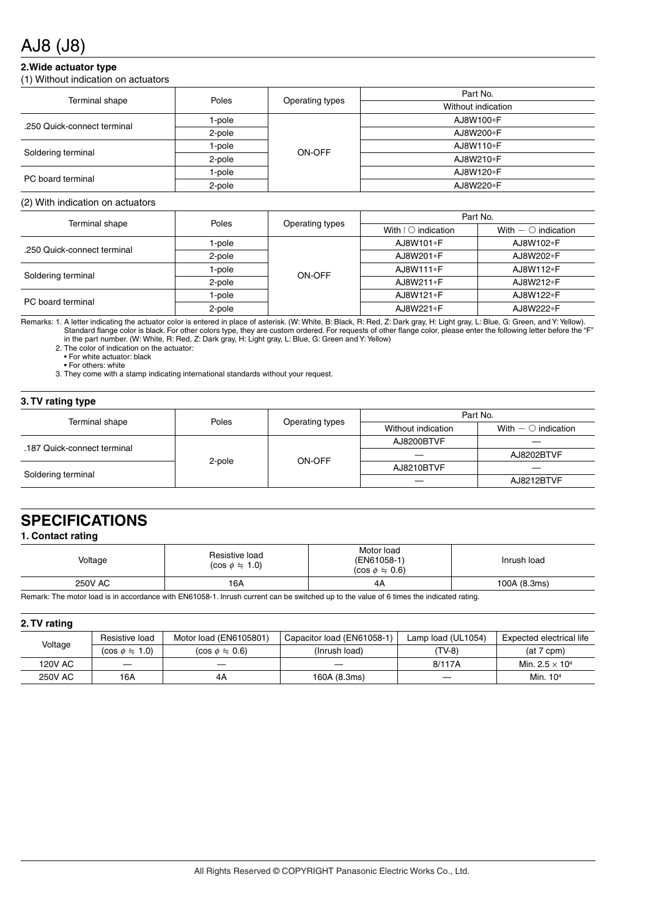# AJ8 (J8)

### 2.Wide actuator type

(1) Without indication on actuators

| Terminal shape | Poles | Operating types | Part No. |
|---|---|---|---|
| | | | Without indication |
| .250 Quick-connect terminal | 1-pole | ON-OFF | AJ8W100*F |
| | 2-pole | | AJ8W200*F |
| Soldering terminal | 1-pole | | AJ8W110*F |
| | 2-pole | | AJ8W210*F |
| PC board terminal | 1-pole | | AJ8W120*F |
| | 2-pole | | AJ8W220*F |

(2) With indication on actuators

| Terminal shape | Poles | Operating types | Part No. | |
|---|---|---|---|---|
| | | | With I ○ indication | With — ○ indication |
| .250 Quick-connect terminal | 1-pole | ON-OFF | AJ8W101*F | AJ8W102*F |
| | 2-pole | | AJ8W201*F | AJ8W202*F |
| Soldering terminal | 1-pole | | AJ8W111*F | AJ8W112*F |
| | 2-pole | | AJ8W211*F | AJ8W212*F |
| PC board terminal | 1-pole | | AJ8W121*F | AJ8W122*F |
| | 2-pole | | AJ8W221*F | AJ8W222*F |

Remarks: 1. A letter indicating the actuator color is entered in place of asterisk. (W: White, B: Black, R: Red, Z: Dark gray, H: Light gray, L: Blue, G: Green, and Y: Yellow). Standard flange color is black. For other colors type, they are custom ordered. For requests of other flange color, please enter the following letter before the "F" in the part number. (W: White, R: Red, Z: Dark gray, H: Light gray, L: Blue, G: Green and Y: Yellow)

2. The color of indication on the actuator:
 • For white actuator: black
 • For others: white

3. They come with a stamp indicating international standards without your request.

### 3. TV rating type

| Terminal shape | Poles | Operating types | Part No. | |
|---|---|---|---|---|
| | | | Without indication | With — ○ indication |
| .187 Quick-connect terminal | 2-pole | ON-OFF | AJ8200BTVF | — |
| | | | — | AJ8202BTVF |
| Soldering terminal | | | AJ8210BTVF | — |
| | | | — | AJ8212BTVF |

## SPECIFICATIONS

### 1. Contact rating

| Voltage | Resistive load (cos $\phi \fallingdotseq 1.0$) | Motor load (EN61058-1) (cos $\phi \fallingdotseq 0.6$) | Inrush load |
|---|---|---|---|
| 250V AC | 16A | 4A | 100A (8.3ms) |

Remark: The motor load is in accordance with EN61058-1. Inrush current can be switched up to the value of 6 times the indicated rating.

### 2. TV rating

| Voltage | Resistive load | Motor load (EN6105801) | Capacitor load (EN61058-1) | Lamp load (UL1054) | Expected electrical life |
|---|---|---|---|---|---|
| | (cos $\phi \fallingdotseq 1.0$) | (cos $\phi \fallingdotseq 0.6$) | (Inrush load) | (TV-8) | (at 7 cpm) |
| 120V AC | — | — | — | 8/117A | Min. $2.5 \times 10^4$ |
| 250V AC | 16A | 4A | 160A (8.3ms) | — | Min. $10^4$ |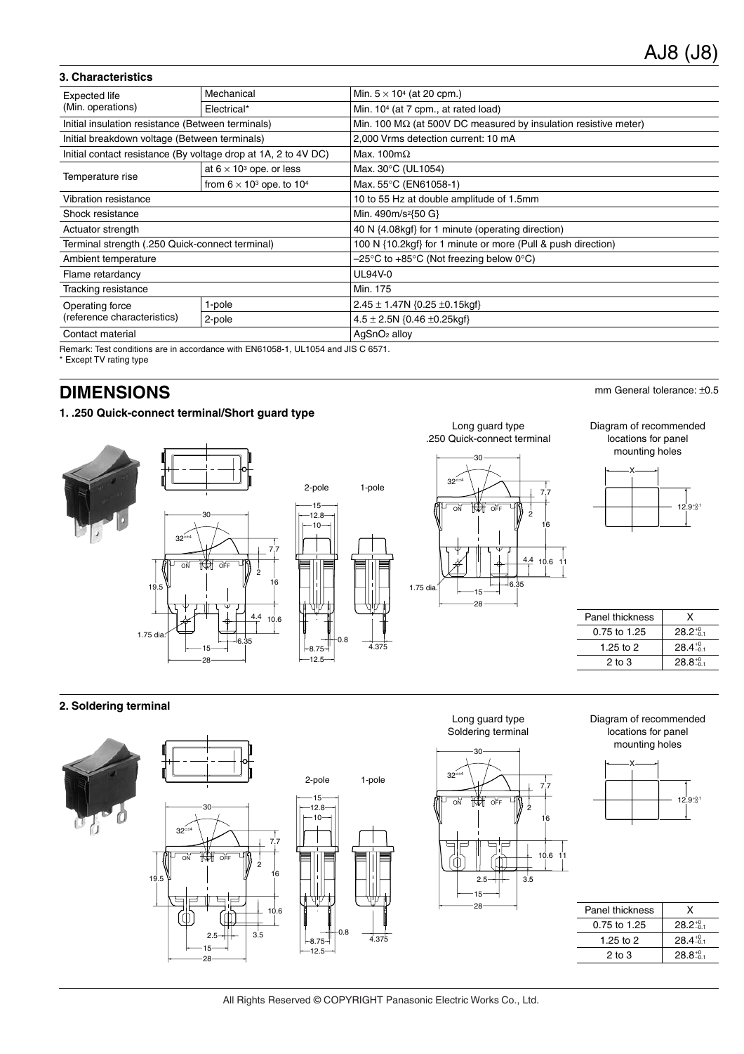### 3. Characteristics

| | | |
|---|---|---|
| Expected life (Min. operations) | Mechanical | Min. $5 \times 10^4$ (at 20 cpm.) |
| | Electrical* | Min. $10^4$ (at 7 cpm., at rated load) |
| Initial insulation resistance (Between terminals) | | Min. 100 MΩ (at 500V DC measured by insulation resistive meter) |
| Initial breakdown voltage (Between terminals) | | 2,000 Vrms detection current: 10 mA |
| Initial contact resistance (By voltage drop at 1A, 2 to 4V DC) | | Max. 100mΩ |
| Temperature rise | at $6 \times 10^3$ ope. or less | Max. 30°C (UL1054) |
| | from $6 \times 10^3$ ope. to $10^4$ | Max. 55°C (EN61058-1) |
| Vibration resistance | | 10 to 55 Hz at double amplitude of 1.5mm |
| Shock resistance | | Min. 490m/s²{50 G} |
| Actuator strength | | 40 N {4.08kgf} for 1 minute (operating direction) |
| Terminal strength (.250 Quick-connect terminal) | | 100 N {10.2kgf} for 1 minute or more (Pull & push direction) |
| Ambient temperature | | −25°C to +85°C (Not freezing below 0°C) |
| Flame retardancy | | UL94V-0 |
| Tracking resistance | | Min. 175 |
| Operating force (reference characteristics) | 1-pole | 2.45 ± 1.47N {0.25 ±0.15kgf} |
| | 2-pole | 4.5 ± 2.5N {0.46 ±0.25kgf} |
| Contact material | | $AgSnO_2$ alloy |

Remark: Test conditions are in accordance with EN61058-1, UL1054 and JIS C 6571.
\* Except TV rating type

## DIMENSIONS

mm General tolerance: ±0.5

### 1. .250 Quick-connect terminal/Short guard type

Long guard type .250 Quick-connect terminal

Diagram of recommended locations for panel mounting holes

| Panel thickness | X |
|---|---|
| 0.75 to 1.25 | $28.2^{+0}_{-0.1}$ |
| 1.25 to 2 | $28.4^{+0}_{-0.1}$ |
| 2 to 3 | $28.8^{+0}_{-0.1}$ |

### 2. Soldering terminal

Long guard type Soldering terminal

Diagram of recommended locations for panel mounting holes

| Panel thickness | X |
|---|---|
| 0.75 to 1.25 | $28.2^{+0}_{-0.1}$ |
| 1.25 to 2 | $28.4^{+0}_{-0.1}$ |
| 2 to 3 | $28.8^{+0}_{-0.1}$ |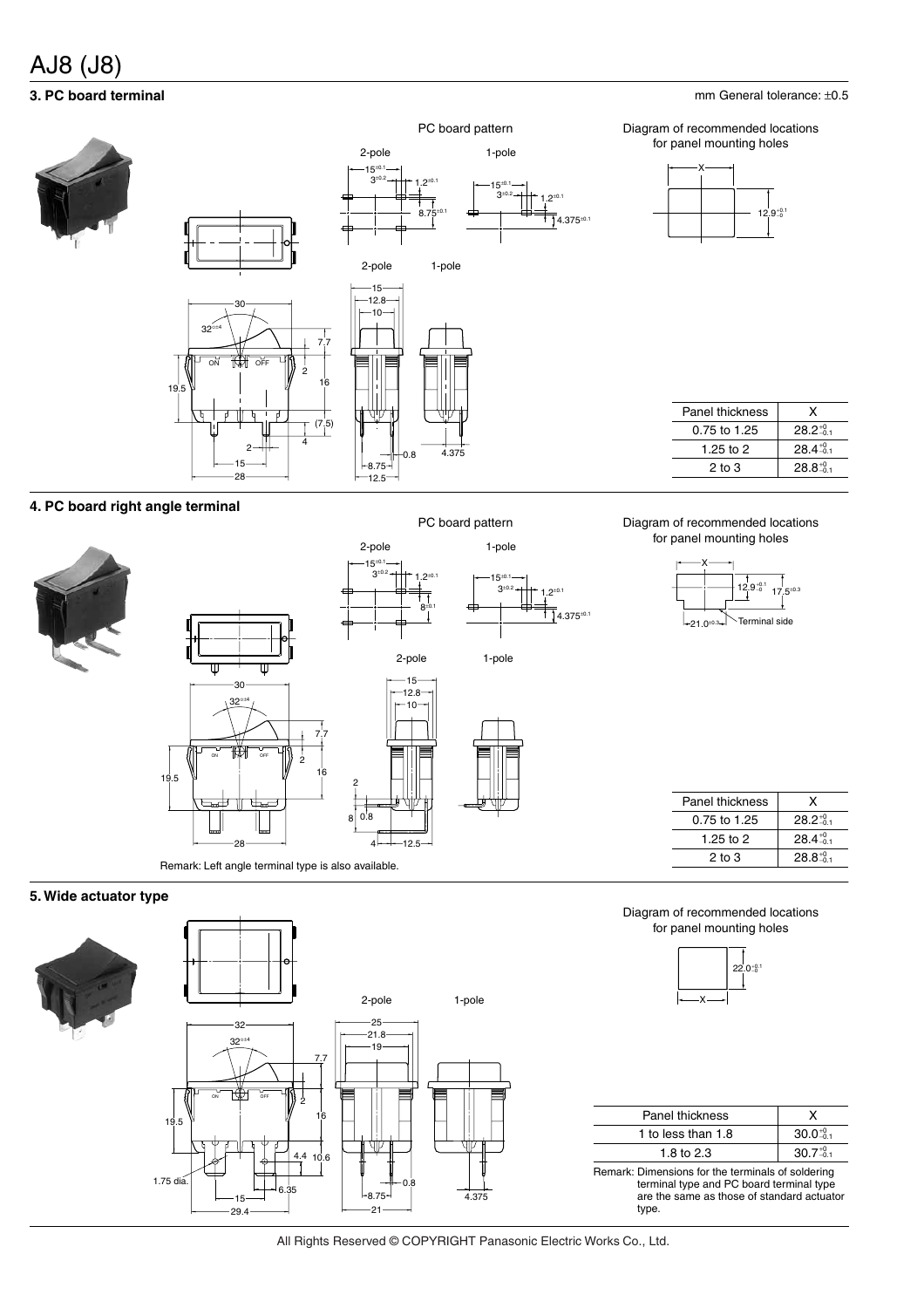## 3. PC board terminal

mm General tolerance: ±0.5

PC board pattern

2-pole 1-pole

Diagram of recommended locations for panel mounting holes

| Panel thickness | X |
| --- | --- |
| 0.75 to 1.25 | $28.2^{+0}_{-0.1}$ |
| 1.25 to 2 | $28.4^{+0}_{-0.1}$ |
| 2 to 3 | $28.8^{+0}_{-0.1}$ |

## 4. PC board right angle terminal

PC board pattern

2-pole 1-pole

Diagram of recommended locations for panel mounting holes

| Panel thickness | X |
| --- | --- |
| 0.75 to 1.25 | $28.2^{+0}_{-0.1}$ |
| 1.25 to 2 | $28.4^{+0}_{-0.1}$ |
| 2 to 3 | $28.8^{+0}_{-0.1}$ |

Remark: Left angle terminal type is also available.

## 5. Wide actuator type

Diagram of recommended locations for panel mounting holes

| Panel thickness | X |
| --- | --- |
| 1 to less than 1.8 | $30.0^{+0}_{-0.1}$ |
| 1.8 to 2.3 | $30.7^{+0}_{-0.1}$ |

Remark: Dimensions for the terminals of soldering terminal type and PC board terminal type are the same as those of standard actuator type.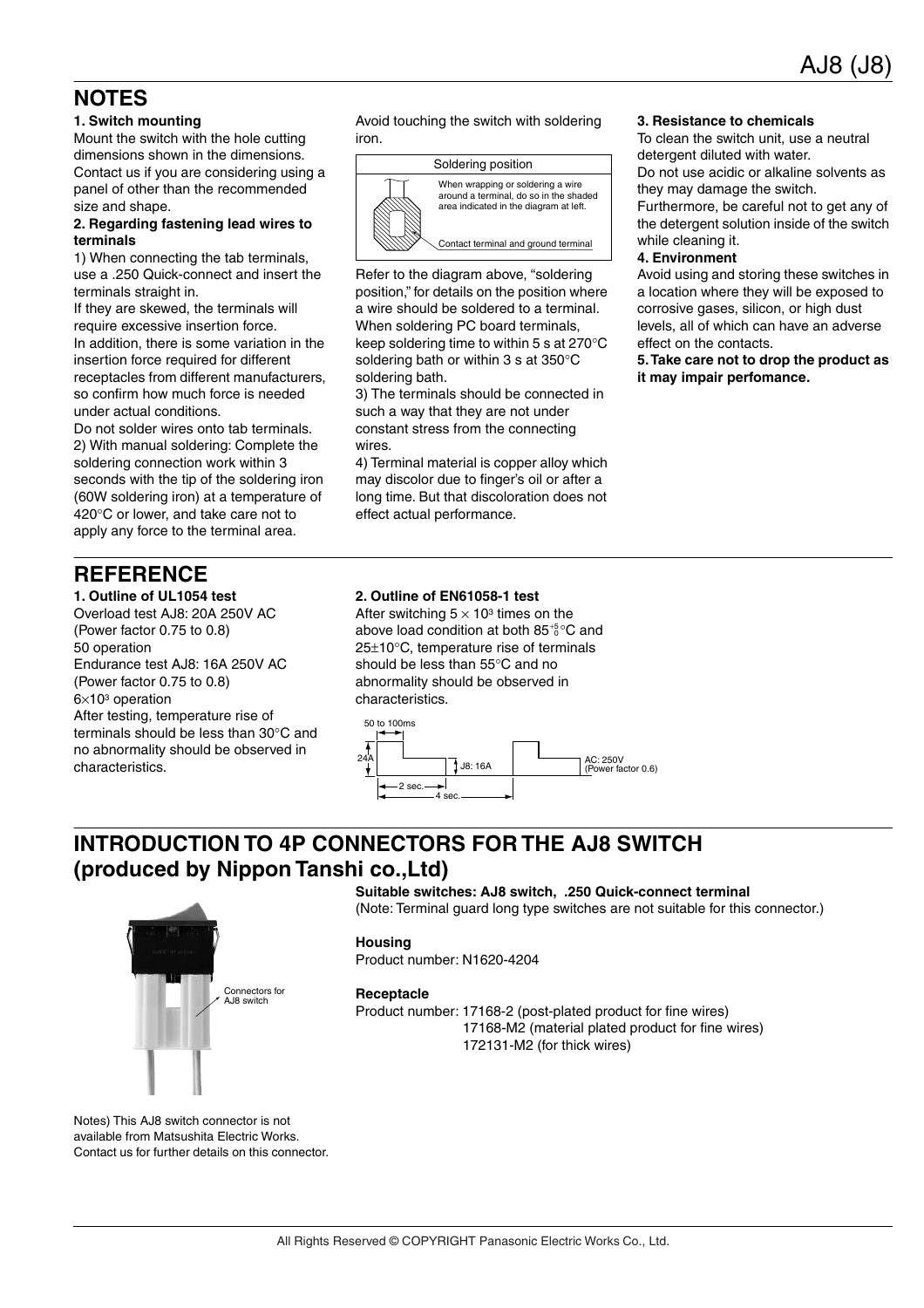## NOTES

**1. Switch mounting**

Mount the switch with the hole cutting dimensions shown in the dimensions. Contact us if you are considering using a panel of other than the recommended size and shape.

**2. Regarding fastening lead wires to terminals**

1) When connecting the tab terminals, use a .250 Quick-connect and insert the terminals straight in.

If they are skewed, the terminals will require excessive insertion force.

In addition, there is some variation in the insertion force required for different receptacles from different manufacturers, so confirm how much force is needed under actual conditions.

Do not solder wires onto tab terminals.

2) With manual soldering: Complete the soldering connection work within 3 seconds with the tip of the soldering iron (60W soldering iron) at a temperature of 420°C or lower, and take care not to apply any force to the terminal area.

Avoid touching the switch with soldering iron.

Soldering position

When wrapping or soldering a wire around a terminal, do so in the shaded area indicated in the diagram at left.

Contact terminal and ground terminal

Refer to the diagram above, "soldering position," for details on the position where a wire should be soldered to a terminal.

When soldering PC board terminals, keep soldering time to within 5 s at 270°C soldering bath or within 3 s at 350°C soldering bath.

3) The terminals should be connected in such a way that they are not under constant stress from the connecting wires.

4) Terminal material is copper alloy which may discolor due to finger's oil or after a long time. But that discoloration does not effect actual performance.

**3. Resistance to chemicals**

To clean the switch unit, use a neutral detergent diluted with water.

Do not use acidic or alkaline solvents as they may damage the switch.

Furthermore, be careful not to get any of the detergent solution inside of the switch while cleaning it.

**4. Environment**

Avoid using and storing these switches in a location where they will be exposed to corrosive gases, silicon, or high dust levels, all of which can have an adverse effect on the contacts.

**5. Take care not to drop the product as it may impair perfomance.**

## REFERENCE

**1. Outline of UL1054 test**

Overload test AJ8: 20A 250V AC
(Power factor 0.75 to 0.8)
50 operation

Endurance test AJ8: 16A 250V AC
(Power factor 0.75 to 0.8)
$6 \times 10^3$ operation

After testing, temperature rise of terminals should be less than 30°C and no abnormality should be observed in characteristics.

**2. Outline of EN61058-1 test**

After switching $5 \times 10^3$ times on the above load condition at both $85^{+5}_{0}$°C and 25±10°C, temperature rise of terminals should be less than 55°C and no abnormality should be observed in characteristics.

50 to 100ms
24A
J8: 16A
AC: 250V
(Power factor 0.6)
2 sec.
4 sec.

## INTRODUCTION TO 4P CONNECTORS FOR THE AJ8 SWITCH (produced by Nippon Tanshi co.,Ltd)

Connectors for AJ8 switch

Notes) This AJ8 switch connector is not available from Matsushita Electric Works. Contact us for further details on this connector.

**Suitable switches: AJ8 switch, .250 Quick-connect terminal**

(Note: Terminal guard long type switches are not suitable for this connector.)

**Housing**

Product number: N1620-4204

**Receptacle**

Product number: 17168-2 (post-plated product for fine wires)
17168-M2 (material plated product for fine wires)
172131-M2 (for thick wires)